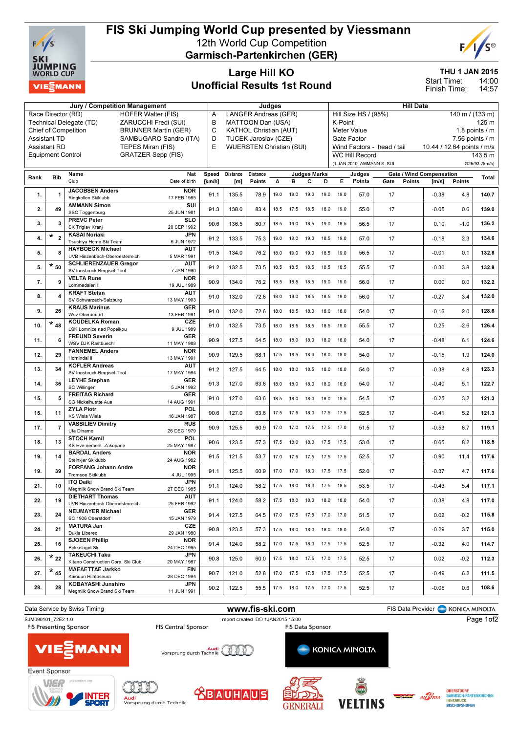# FIS Ski Jumping World Cup presented by Viessmann

## 12th World Cup Competition
## Garmisch-Partenkirchen (GER)

### Large Hill KO
### Unofficial Results 1st Round

THU 1 JAN 2015
Start Time: 14:00
Finish Time: 14:57

| Jury / Competition Management | | Judges | | Hill Data | |
|---|---|---|---|---|---|
| Race Director (RD) | HOFER Walter (FIS) | A | LANGER Andreas (GER) | Hill Size HS / (95%) | 140 m / (133 m) |
| Technical Delegate (TD) | ZARUCCHI Fredi (SUI) | B | MATTOON Dan (USA) | K-Point | 125 m |
| Chief of Competition | BRUNNER Martin (GER) | C | KATHOL Christian (AUT) | Meter Value | 1.8 points / m |
| Assistant TD | SAMBUGARO Sandro (ITA) | D | TUCEK Jaroslav (CZE) | Gate Factor | 7.56 points / m |
| Assistant RD | TEPES Miran (FIS) | E | WUERSTEN Christian (SUI) | Wind Factors - head / tail | 10.44 / 12.64 points / m/s |
| Equipment Control | GRATZER Sepp (FIS) | | | WC Hill Record | 143.5 m |
| | | | | (1 JAN 2010 AMMANN S. SUI) | G25/93.7km/h) |

| Rank | Bib | Name / Club | Nat / Date of birth | Speed [km/h] | Distance [m] | Distance Points | A | B | C | D | E | Judges Points | Gate | Gate Points | Wind [m/s] | Wind Points | Total |
|---|---|---|---|---|---|---|---|---|---|---|---|---|---|---|---|---|---|
| 1. | 1 | JACOBSEN Anders / Ringkollen Skiklubb | NOR / 17 FEB 1985 | 91.1 | 135.5 | 78.9 | 19.0 | 19.0 | 19.0 | 19.0 | 19.0 | 57.0 | 17 | | -0.38 | 4.8 | 140.7 |
| 2. | 49 | AMMANN Simon / SSC Toggenburg | SUI / 25 JUN 1981 | 91.3 | 138.0 | 83.4 | 18.5 | 17.5 | 18.5 | 18.0 | 19.0 | 55.0 | 17 | | -0.05 | 0.6 | 139.0 |
| 3. | 3 | PREVC Peter / SK Triglav Kranj | SLO / 20 SEP 1992 | 90.6 | 136.5 | 80.7 | 18.5 | 19.0 | 18.5 | 19.0 | 19.5 | 56.5 | 17 | | 0.10 | -1.0 | 136.2 |
| 4. | * 2 | KASAI Noriaki / Tsuchiya Home Ski Team | JPN / 6 JUN 1972 | 91.2 | 133.5 | 75.3 | 19.0 | 19.0 | 19.0 | 18.5 | 19.0 | 57.0 | 17 | | -0.18 | 2.3 | 134.6 |
| 5. | 8 | HAYBOECK Michael / UVB Hinzenbach-Oberoesterreich | AUT / 5 MAR 1991 | 91.5 | 134.0 | 76.2 | 18.0 | 19.0 | 19.0 | 18.5 | 19.0 | 56.5 | 17 | | -0.01 | 0.1 | 132.8 |
| 5. | * 50 | SCHLIERENZAUER Gregor / SV Innsbruck-Bergisel-Tirol | AUT / 7 JAN 1990 | 91.2 | 132.5 | 73.5 | 18.5 | 18.5 | 18.5 | 18.5 | 18.5 | 55.5 | 17 | | -0.30 | 3.8 | 132.8 |
| 7. | 9 | VELTA Rune / Lommedalen Il | NOR / 19 JUL 1989 | 90.9 | 134.0 | 76.2 | 18.5 | 18.5 | 18.5 | 19.0 | 19.0 | 56.0 | 17 | | 0.00 | 0.0 | 132.2 |
| 8. | 4 | KRAFT Stefan / SV Schwarzach-Salzburg | AUT / 13 MAY 1993 | 91.0 | 132.0 | 72.6 | 18.0 | 19.0 | 18.5 | 18.5 | 19.0 | 56.0 | 17 | | -0.27 | 3.4 | 132.0 |
| 9. | 26 | KRAUS Marinus / Wsv Oberaudorf | GER / 13 FEB 1991 | 91.0 | 132.0 | 72.6 | 18.0 | 18.5 | 18.0 | 18.0 | 18.0 | 54.0 | 17 | | -0.16 | 2.0 | 128.6 |
| 10. | * 48 | KOUDELKA Roman / LSK Lomnice nad Popelkou | CZE / 9 JUL 1989 | 91.0 | 132.5 | 73.5 | 18.0 | 18.5 | 18.5 | 18.5 | 19.0 | 55.5 | 17 | | 0.25 | -2.6 | 126.4 |
| 11. | 6 | FREUND Severin / WSV DJK Rastbuechl | GER / 11 MAY 1988 | 90.9 | 127.5 | 64.5 | 18.0 | 18.0 | 18.0 | 18.0 | 18.0 | 54.0 | 17 | | -0.48 | 6.1 | 124.6 |
| 12. | 29 | FANNEMEL Anders / Hornindal Il | NOR / 13 MAY 1991 | 90.9 | 129.5 | 68.1 | 17.5 | 18.5 | 18.0 | 18.0 | 18.0 | 54.0 | 17 | | -0.15 | 1.9 | 124.0 |
| 13. | 34 | KOFLER Andreas / SV Innsbruck-Bergisel-Tirol | AUT / 17 MAY 1984 | 91.2 | 127.5 | 64.5 | 18.0 | 18.0 | 18.5 | 18.0 | 18.0 | 54.0 | 17 | | -0.38 | 4.8 | 123.3 |
| 14. | 36 | LEYHE Stephan / SC Willingen | GER / 5 JAN 1992 | 91.3 | 127.0 | 63.6 | 18.0 | 18.0 | 18.0 | 18.0 | 18.0 | 54.0 | 17 | | -0.40 | 5.1 | 122.7 |
| 15. | 5 | FREITAG Richard / SG Nickelhuette Aue | GER / 14 AUG 1991 | 91.0 | 127.0 | 63.6 | 18.5 | 18.0 | 18.0 | 18.0 | 18.5 | 54.5 | 17 | | -0.25 | 3.2 | 121.3 |
| 15. | 11 | ZYLA Piotr / KS Wisla Wisla | POL / 16 JAN 1987 | 90.6 | 127.0 | 63.6 | 17.5 | 17.5 | 18.0 | 17.5 | 17.5 | 52.5 | 17 | | -0.41 | 5.2 | 121.3 |
| 17. | 7 | VASSILIEV Dimitry / Ufa Dinamo | RUS / 26 DEC 1979 | 90.9 | 125.5 | 60.9 | 17.0 | 17.0 | 17.5 | 17.5 | 17.0 | 51.5 | 17 | | -0.53 | 6.7 | 119.1 |
| 18. | 13 | STOCH Kamil / KS Eve-nement Zakopane | POL / 25 MAY 1987 | 90.6 | 123.5 | 57.3 | 17.5 | 18.0 | 18.0 | 17.5 | 17.5 | 53.0 | 17 | | -0.65 | 8.2 | 118.5 |
| 19. | 14 | BARDAL Anders / Steinkjer Skiklubb | NOR / 24 AUG 1982 | 91.5 | 121.5 | 53.7 | 17.0 | 17.5 | 17.5 | 17.5 | 17.5 | 52.5 | 17 | | -0.90 | 11.4 | 117.6 |
| 19. | 39 | FORFANG Johann Andre / Tromsoe Skiklubb | NOR / 4 JUL 1995 | 91.1 | 125.5 | 60.9 | 17.0 | 17.0 | 18.0 | 17.5 | 17.5 | 52.0 | 17 | | -0.37 | 4.7 | 117.6 |
| 21. | 10 | ITO Daiki / Megmilk Snow Brand Ski Team | JPN / 27 DEC 1985 | 91.1 | 124.0 | 58.2 | 17.5 | 18.0 | 18.0 | 17.5 | 18.5 | 53.5 | 17 | | -0.43 | 5.4 | 117.1 |
| 22. | 19 | DIETHART Thomas / UVB Hinzenbach-Oberoesterreich | AUT / 25 FEB 1992 | 91.1 | 124.0 | 58.2 | 17.5 | 18.0 | 18.0 | 18.0 | 18.0 | 54.0 | 17 | | -0.38 | 4.8 | 117.0 |
| 23. | 24 | NEUMAYER Michael / SC 1906 Oberstdorf | GER / 15 JAN 1979 | 91.4 | 127.5 | 64.5 | 17.0 | 17.5 | 17.5 | 17.0 | 17.0 | 51.5 | 17 | | 0.02 | -0.2 | 115.8 |
| 24. | 21 | MATURA Jan / Dukla Liberec | CZE / 29 JAN 1980 | 90.8 | 123.5 | 57.3 | 17.5 | 18.0 | 18.0 | 18.0 | 18.0 | 54.0 | 17 | | -0.29 | 3.7 | 115.0 |
| 25. | 16 | SJOEEN Phillip / Bekkelaget Sk | NOR / 24 DEC 1995 | 91.4 | 124.0 | 58.2 | 17.0 | 17.5 | 18.0 | 17.5 | 17.5 | 52.5 | 17 | | -0.32 | 4.0 | 114.7 |
| 26. | * 22 | TAKEUCHI Taku / Kitano Construction Corp. Ski Club | JPN / 20 MAY 1987 | 90.8 | 125.0 | 60.0 | 17.5 | 18.0 | 17.5 | 17.0 | 17.5 | 52.5 | 17 | | 0.02 | -0.2 | 112.3 |
| 27. | * 45 | MAEAETTAE Jarkko / Kainuun Hiihtoseura | FIN / 28 DEC 1994 | 90.7 | 121.0 | 52.8 | 17.0 | 17.5 | 17.5 | 17.5 | 17.5 | 52.5 | 17 | | -0.49 | 6.2 | 111.5 |
| 28. | 28 | KOBAYASHI Junshiro / Megmilk Snow Brand Ski Team | JPN / 11 JUN 1991 | 90.2 | 122.5 | 55.5 | 17.5 | 18.0 | 17.5 | 17.0 | 17.5 | 52.5 | 17 | | -0.05 | 0.6 | 108.6 |

Data Service by Swiss Timing — www.fis-ski.com — FIS Data Provider KONICA MINOLTA

SJM090101_72E2 1.0 — report created DO 1JAN2015 15:00

FIS Presenting Sponsor — FIS Central Sponsor — FIS Data Sponsor

Event Sponsor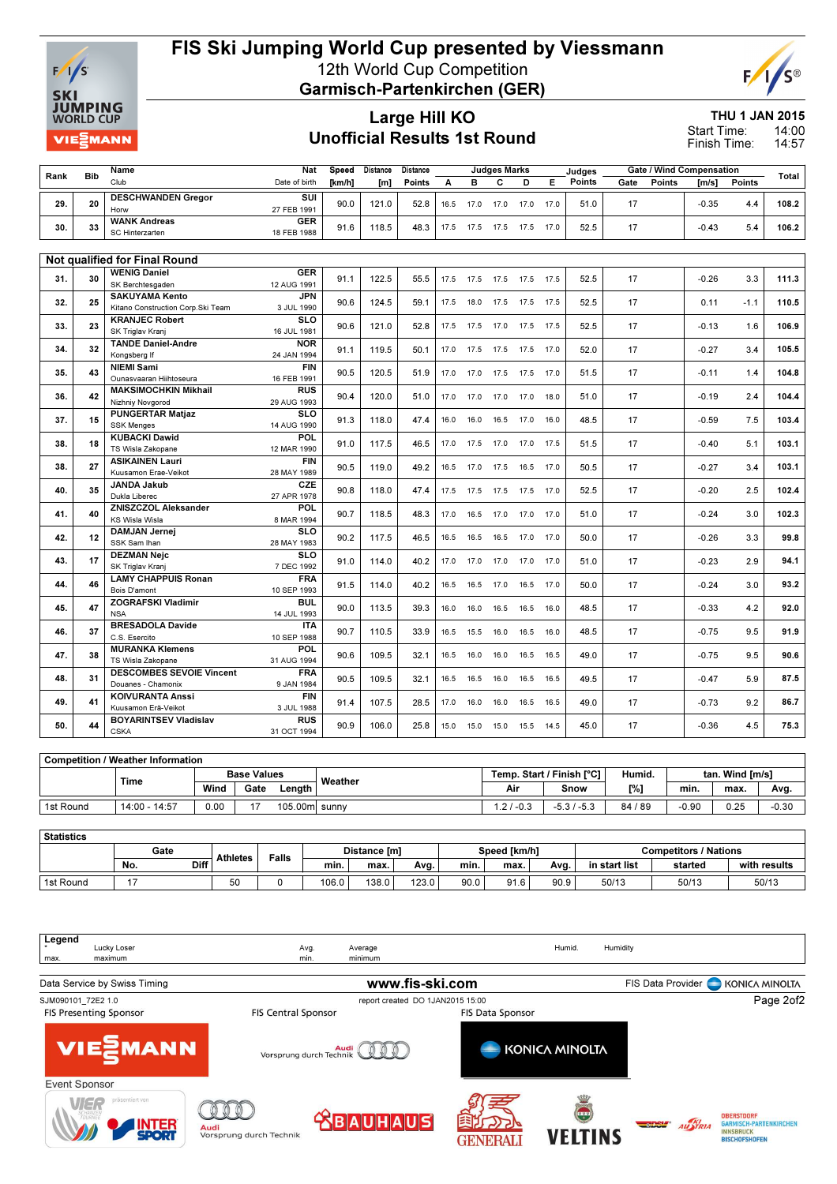# FIS Ski Jumping World Cup presented by Viessmann

12th World Cup Competition

**Garmisch-Partenkirchen (GER)**

## Large Hill KO
## Unofficial Results 1st Round

THU 1 JAN 2015

Start Time: 14:00

Finish Time: 14:57

| Rank | Bib | Name / Club | Nat / Date of birth | Speed [km/h] | Distance [m] | Distance Points | A | B | C | D | E | Judges Points | Gate | Gate Points | Wind [m/s] | Wind Points | Total |
|---|---|---|---|---|---|---|---|---|---|---|---|---|---|---|---|---|---|
| 29. | 20 | DESCHWANDEN Gregor / Horw | SUI / 27 FEB 1991 | 90.0 | 121.0 | 52.8 | 16.5 | 17.0 | 17.0 | 17.0 | 17.0 | 51.0 | 17 | | -0.35 | 4.4 | 108.2 |
| 30. | 33 | WANK Andreas / SC Hinterzarten | GER / 18 FEB 1988 | 91.6 | 118.5 | 48.3 | 17.5 | 17.5 | 17.5 | 17.5 | 17.0 | 52.5 | 17 | | -0.43 | 5.4 | 106.2 |

**Not qualified for Final Round**

| Rank | Bib | Name / Club | Nat / Date of birth | Speed [km/h] | Distance [m] | Distance Points | A | B | C | D | E | Judges Points | Gate | Gate Points | Wind [m/s] | Wind Points | Total |
|---|---|---|---|---|---|---|---|---|---|---|---|---|---|---|---|---|---|
| 31. | 30 | WENIG Daniel / SK Berchtesgaden | GER / 12 AUG 1991 | 91.1 | 122.5 | 55.5 | 17.5 | 17.5 | 17.5 | 17.5 | 17.5 | 52.5 | 17 | | -0.26 | 3.3 | 111.3 |
| 32. | 25 | SAKUYAMA Kento / Kitano Construction Corp.Ski Team | JPN / 3 JUL 1990 | 90.6 | 124.5 | 59.1 | 17.5 | 18.0 | 17.5 | 17.5 | 17.5 | 52.5 | 17 | | 0.11 | -1.1 | 110.5 |
| 33. | 23 | KRANJEC Robert / SK Triglav Kranj | SLO / 16 JUL 1981 | 90.6 | 121.0 | 52.8 | 17.5 | 17.5 | 17.0 | 17.5 | 17.5 | 52.5 | 17 | | -0.13 | 1.6 | 106.9 |
| 34. | 32 | TANDE Daniel-Andre / Kongsberg If | NOR / 24 JAN 1994 | 91.1 | 119.5 | 50.1 | 17.0 | 17.5 | 17.5 | 17.5 | 17.0 | 52.0 | 17 | | -0.27 | 3.4 | 105.5 |
| 35. | 43 | NIEMI Sami / Ounasvaaran Hiihtoseura | FIN / 16 FEB 1991 | 90.5 | 120.5 | 51.9 | 17.0 | 17.0 | 17.5 | 17.5 | 17.0 | 51.5 | 17 | | -0.11 | 1.4 | 104.8 |
| 36. | 42 | MAKSIMOCHKIN Mikhail / Nizhniy Novgorod | RUS / 29 AUG 1993 | 90.4 | 120.0 | 51.0 | 17.0 | 17.0 | 17.0 | 17.0 | 18.0 | 51.0 | 17 | | -0.19 | 2.4 | 104.4 |
| 37. | 15 | PUNGERTAR Matjaz / SSK Menges | SLO / 14 AUG 1990 | 91.3 | 118.0 | 47.4 | 16.0 | 16.0 | 16.5 | 17.0 | 16.0 | 48.5 | 17 | | -0.59 | 7.5 | 103.4 |
| 38. | 18 | KUBACKI Dawid / TS Wisla Zakopane | POL / 12 MAR 1990 | 91.0 | 117.5 | 46.5 | 17.0 | 17.5 | 17.0 | 17.0 | 17.5 | 51.5 | 17 | | -0.40 | 5.1 | 103.1 |
| 38. | 27 | ASIKAINEN Lauri / Kuusamon Erae-Veikot | FIN / 28 MAY 1989 | 90.5 | 119.0 | 49.2 | 16.5 | 17.0 | 17.5 | 16.5 | 17.0 | 50.5 | 17 | | -0.27 | 3.4 | 103.1 |
| 40. | 35 | JANDA Jakub / Dukla Liberec | CZE / 27 APR 1978 | 90.8 | 118.0 | 47.4 | 17.5 | 17.5 | 17.5 | 17.5 | 17.0 | 52.5 | 17 | | -0.20 | 2.5 | 102.4 |
| 41. | 40 | ZNISZCZOL Aleksander / KS Wisla Wisla | POL / 8 MAR 1994 | 90.7 | 118.5 | 48.3 | 17.0 | 16.5 | 17.0 | 17.0 | 17.0 | 51.0 | 17 | | -0.24 | 3.0 | 102.3 |
| 42. | 12 | DAMJAN Jernej / SSK Sam Ihan | SLO / 28 MAY 1983 | 90.2 | 117.5 | 46.5 | 16.5 | 16.5 | 16.5 | 17.0 | 17.0 | 50.0 | 17 | | -0.26 | 3.3 | 99.8 |
| 43. | 17 | DEZMAN Nejc / SK Triglav Kranj | SLO / 7 DEC 1992 | 91.0 | 114.0 | 40.2 | 17.0 | 17.0 | 17.0 | 17.0 | 17.0 | 51.0 | 17 | | -0.23 | 2.9 | 94.1 |
| 44. | 46 | LAMY CHAPPUIS Ronan / Bois D'amont | FRA / 10 SEP 1993 | 91.5 | 114.0 | 40.2 | 16.5 | 16.5 | 17.0 | 16.5 | 17.0 | 50.0 | 17 | | -0.24 | 3.0 | 93.2 |
| 45. | 47 | ZOGRAFSKI Vladimir / NSA | BUL / 14 JUL 1993 | 90.0 | 113.5 | 39.3 | 16.0 | 16.0 | 16.5 | 16.5 | 16.0 | 48.5 | 17 | | -0.33 | 4.2 | 92.0 |
| 46. | 37 | BRESADOLA Davide / C.S. Esercito | ITA / 10 SEP 1988 | 90.7 | 110.5 | 33.9 | 16.5 | 15.5 | 16.0 | 16.5 | 16.0 | 48.5 | 17 | | -0.75 | 9.5 | 91.9 |
| 47. | 38 | MURANKA Klemens / TS Wisla Zakopane | POL / 31 AUG 1994 | 90.6 | 109.5 | 32.1 | 16.5 | 16.0 | 16.0 | 16.5 | 16.5 | 49.0 | 17 | | -0.75 | 9.5 | 90.6 |
| 48. | 31 | DESCOMBES SEVOIE Vincent / Douanes - Chamonix | FRA / 9 JAN 1984 | 90.5 | 109.5 | 32.1 | 16.5 | 16.5 | 16.0 | 16.5 | 16.5 | 49.5 | 17 | | -0.47 | 5.9 | 87.5 |
| 49. | 41 | KOIVURANTA Anssi / Kuusamon Erä-Veikot | FIN / 3 JUL 1988 | 91.4 | 107.5 | 28.5 | 17.0 | 16.0 | 16.0 | 16.5 | 16.5 | 49.0 | 17 | | -0.73 | 9.2 | 86.7 |
| 50. | 44 | BOYARINTSEV Vladislav / CSKA | RUS / 31 OCT 1994 | 90.9 | 106.0 | 25.8 | 15.0 | 15.0 | 15.0 | 15.5 | 14.5 | 45.0 | 17 | | -0.36 | 4.5 | 75.3 |

**Competition / Weather Information**

| | Time | Base Values Wind | Base Values Gate | Base Values Length | Weather | Temp. Air Start / Finish [°C] | Temp. Snow Start / Finish [°C] | Humid. [%] | tan. Wind min. [m/s] | tan. Wind max. [m/s] | tan. Wind Avg. [m/s] |
|---|---|---|---|---|---|---|---|---|---|---|---|
| 1st Round | 14:00 - 14:57 | 0.00 | 17 | 105.00m | sunny | 1.2 / -0.3 | -5.3 / -5.3 | 84 / 89 | -0.90 | 0.25 | -0.30 |

**Statistics**

| | Gate No. | Gate Diff | Athletes | Falls | Distance min. [m] | Distance max. [m] | Distance Avg. [m] | Speed min. [km/h] | Speed max. [km/h] | Speed Avg. [km/h] | Competitors / Nations in start list | Competitors / Nations started | Competitors / Nations with results |
|---|---|---|---|---|---|---|---|---|---|---|---|---|---|
| 1st Round | 17 | | 50 | 0 | 106.0 | 138.0 | 123.0 | 90.0 | 91.6 | 90.9 | 50/13 | 50/13 | 50/13 |

**Legend**

| | | | | | |
|---|---|---|---|---|---|
| * | Lucky Loser | Avg. | Average | Humid. | Humidity |
| max. | maximum | min. | minimum | | |

Data Service by Swiss Timing — www.fis-ski.com — FIS Data Provider KONICA MINOLTA

SJM090101_72E2 1.0 — report created DO 1JAN2015 15:00

FIS Presenting Sponsor: VIESSMANN — FIS Central Sponsor: Audi Vorsprung durch Technik — FIS Data Sponsor: KONICA MINOLTA

Event Sponsor: VIER SCHANZEN TOURNEE, INTERSPORT, Audi Vorsprung durch Technik, BAUHAUS, GENERALI, VELTINS, AUSTRIA, OBERSTDORF GARMISCH-PARTENKIRCHEN INNSBRUCK BISCHOFSHOFEN